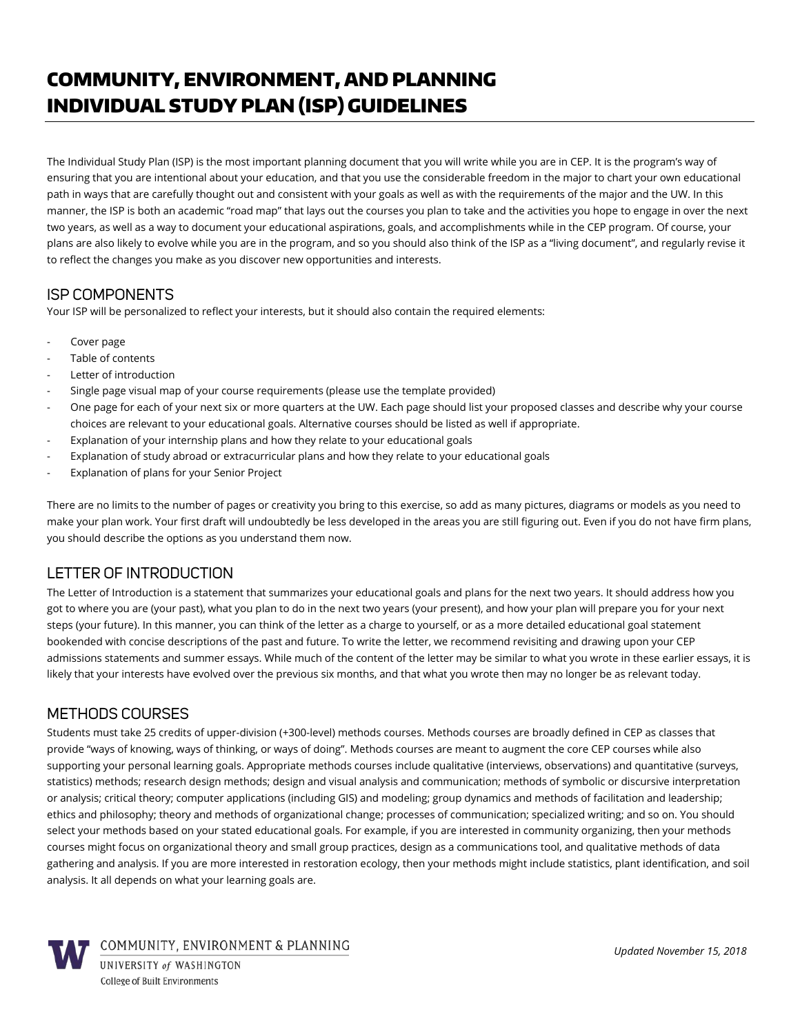# COMMUNITY, ENVIRONMENT, AND PLANNING INDIVIDUAL STUDY PLAN (ISP) GUIDELINES

The Individual Study Plan (ISP) is the most important planning document that you will write while you are in CEP. It is the program's way of ensuring that you are intentional about your education, and that you use the considerable freedom in the major to chart your own educational path in ways that are carefully thought out and consistent with your goals as well as with the requirements of the major and the UW. In this manner, the ISP is both an academic "road map" that lays out the courses you plan to take and the activities you hope to engage in over the next two years, as well as a way to document your educational aspirations, goals, and accomplishments while in the CEP program. Of course, your plans are also likely to evolve while you are in the program, and so you should also think of the ISP as a "living document", and regularly revise it to reflect the changes you make as you discover new opportunities and interests.

## ISP COMPONENTS

Your ISP will be personalized to reflect your interests, but it should also contain the required elements:

- Cover page
- Table of contents
- Letter of introduction
- Single page visual map of your course requirements (please use the template provided)
- One page for each of your next six or more quarters at the UW. Each page should list your proposed classes and describe why your course choices are relevant to your educational goals. Alternative courses should be listed as well if appropriate.
- Explanation of your internship plans and how they relate to your educational goals
- Explanation of study abroad or extracurricular plans and how they relate to your educational goals
- Explanation of plans for your Senior Project

There are no limits to the number of pages or creativity you bring to this exercise, so add as many pictures, diagrams or models as you need to make your plan work. Your first draft will undoubtedly be less developed in the areas you are still figuring out. Even if you do not have firm plans, you should describe the options as you understand them now.

## LETTER OF INTRODUCTION

The Letter of Introduction is a statement that summarizes your educational goals and plans for the next two years. It should address how you got to where you are (your past), what you plan to do in the next two years (your present), and how your plan will prepare you for your next steps (your future). In this manner, you can think of the letter as a charge to yourself, or as a more detailed educational goal statement bookended with concise descriptions of the past and future. To write the letter, we recommend revisiting and drawing upon your CEP admissions statements and summer essays. While much of the content of the letter may be similar to what you wrote in these earlier essays, it is likely that your interests have evolved over the previous six months, and that what you wrote then may no longer be as relevant today.

## METHODS COURSES

Students must take 25 credits of upper-division (+300-level) methods courses. Methods courses are broadly defined in CEP as classes that provide "ways of knowing, ways of thinking, or ways of doing". Methods courses are meant to augment the core CEP courses while also supporting your personal learning goals. Appropriate methods courses include qualitative (interviews, observations) and quantitative (surveys, statistics) methods; research design methods; design and visual analysis and communication; methods of symbolic or discursive interpretation or analysis; critical theory; computer applications (including GIS) and modeling; group dynamics and methods of facilitation and leadership; ethics and philosophy; theory and methods of organizational change; processes of communication; specialized writing; and so on. You should select your methods based on your stated educational goals. For example, if you are interested in community organizing, then your methods courses might focus on organizational theory and small group practices, design as a communications tool, and qualitative methods of data gathering and analysis. If you are more interested in restoration ecology, then your methods might include statistics, plant identification, and soil analysis. It all depends on what your learning goals are.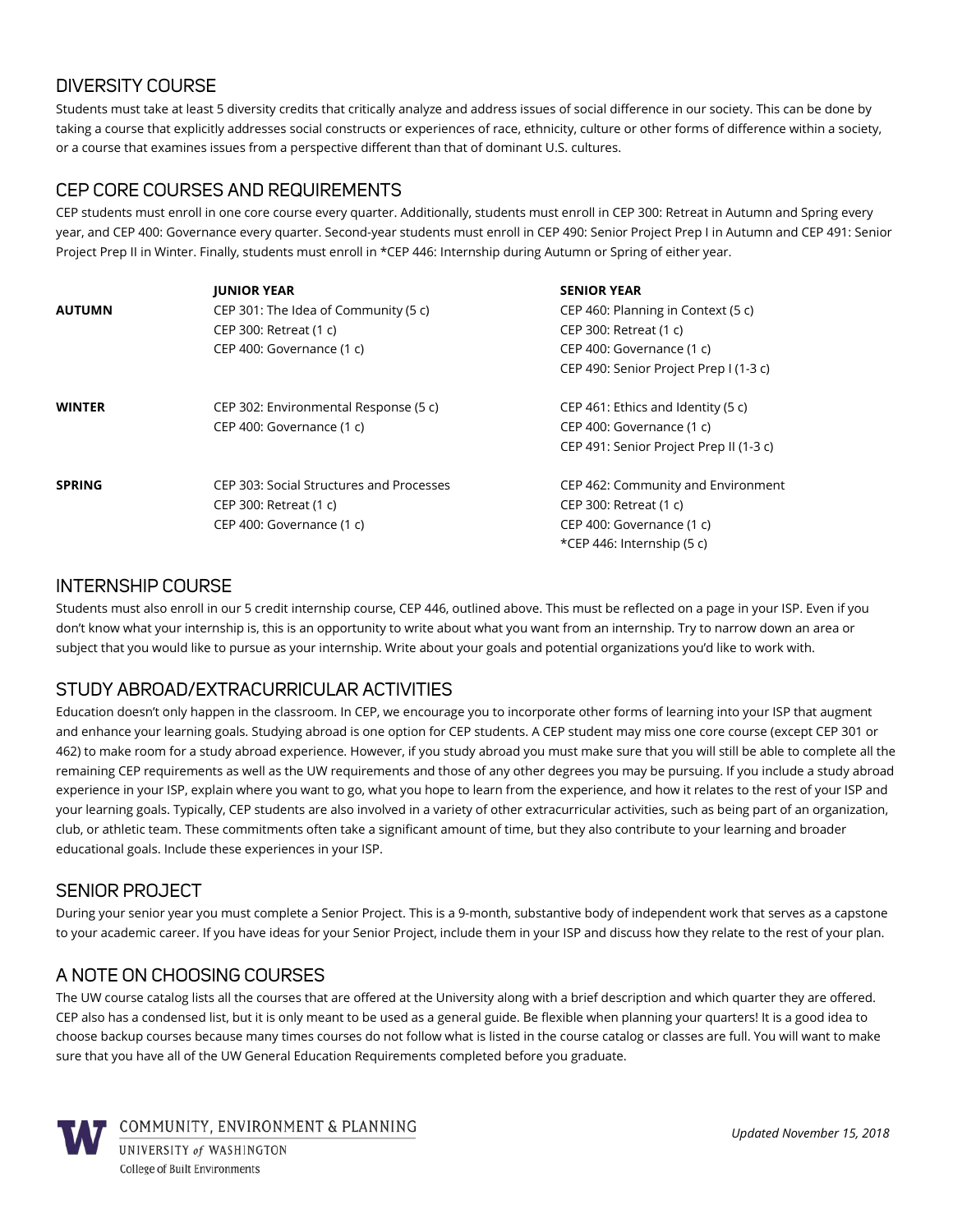## DIVERSITY COURSE

Students must take at least 5 diversity credits that critically analyze and address issues of social difference in our society. This can be done by taking a course that explicitly addresses social constructs or experiences of race, ethnicity, culture or other forms of difference within a society, or a course that examines issues from a perspective different than that of dominant U.S. cultures.

## CEP CORE COURSES AND REQUIREMENTS

CEP students must enroll in one core course every quarter. Additionally, students must enroll in CEP 300: Retreat in Autumn and Spring every year, and CEP 400: Governance every quarter. Second-year students must enroll in CEP 490: Senior Project Prep I in Autumn and CEP 491: Senior Project Prep II in Winter. Finally, students must enroll in *CEP 446: Internship during Autumn or Spring of either year.

| | **JUNIOR YEAR** | **SENIOR YEAR** |
|---|---|---|
| **AUTUMN** | CEP 301: The Idea of Community (5 c)<br>CEP 300: Retreat (1 c)<br>CEP 400: Governance (1 c) | CEP 460: Planning in Context (5 c)<br>CEP 300: Retreat (1 c)<br>CEP 400: Governance (1 c)<br>CEP 490: Senior Project Prep I (1-3 c) |
| **WINTER** | CEP 302: Environmental Response (5 c)<br>CEP 400: Governance (1 c) | CEP 461: Ethics and Identity (5 c)<br>CEP 400: Governance (1 c)<br>CEP 491: Senior Project Prep II (1-3 c) |
| **SPRING** | CEP 303: Social Structures and Processes<br>CEP 300: Retreat (1 c)<br>CEP 400: Governance (1 c) | CEP 462: Community and Environment<br>CEP 300: Retreat (1 c)<br>CEP 400: Governance (1 c)<br>*CEP 446: Internship (5 c) |

## INTERNSHIP COURSE

Students must also enroll in our 5 credit internship course, CEP 446, outlined above. This must be reflected on a page in your ISP. Even if you don't know what your internship is, this is an opportunity to write about what you want from an internship. Try to narrow down an area or subject that you would like to pursue as your internship. Write about your goals and potential organizations you'd like to work with.

## STUDY ABROAD/EXTRACURRICULAR ACTIVITIES

Education doesn't only happen in the classroom. In CEP, we encourage you to incorporate other forms of learning into your ISP that augment and enhance your learning goals. Studying abroad is one option for CEP students. A CEP student may miss one core course (except CEP 301 or 462) to make room for a study abroad experience. However, if you study abroad you must make sure that you will still be able to complete all the remaining CEP requirements as well as the UW requirements and those of any other degrees you may be pursuing. If you include a study abroad experience in your ISP, explain where you want to go, what you hope to learn from the experience, and how it relates to the rest of your ISP and your learning goals. Typically, CEP students are also involved in a variety of other extracurricular activities, such as being part of an organization, club, or athletic team. These commitments often take a significant amount of time, but they also contribute to your learning and broader educational goals. Include these experiences in your ISP.

## SENIOR PROJECT

During your senior year you must complete a Senior Project. This is a 9-month, substantive body of independent work that serves as a capstone to your academic career. If you have ideas for your Senior Project, include them in your ISP and discuss how they relate to the rest of your plan.

## A NOTE ON CHOOSING COURSES

The UW course catalog lists all the courses that are offered at the University along with a brief description and which quarter they are offered. CEP also has a condensed list, but it is only meant to be used as a general guide. Be flexible when planning your quarters! It is a good idea to choose backup courses because many times courses do not follow what is listed in the course catalog or classes are full. You will want to make sure that you have all of the UW General Education Requirements completed before you graduate.

COMMUNITY, ENVIRONMENT & PLANNING
UNIVERSITY *of* WASHINGTON
College of Built Environments

*Updated November 15, 2018*